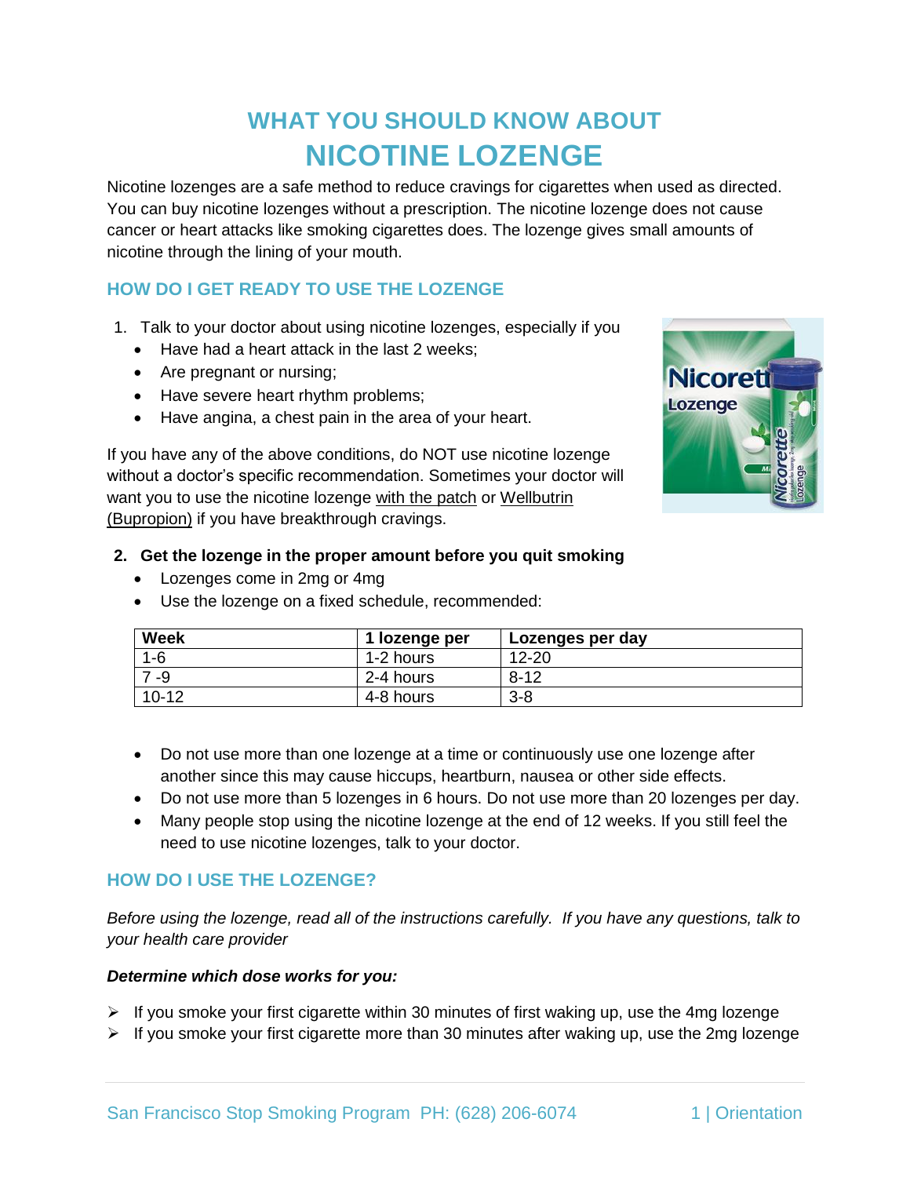# WHAT YOU SHOULD KNOW ABOUT
# NICOTINE LOZENGE

Nicotine lozenges are a safe method to reduce cravings for cigarettes when used as directed. You can buy nicotine lozenges without a prescription. The nicotine lozenge does not cause cancer or heart attacks like smoking cigarettes does. The lozenge gives small amounts of nicotine through the lining of your mouth.

## HOW DO I GET READY TO USE THE LOZENGE

1. Talk to your doctor about using nicotine lozenges, especially if you
   - Have had a heart attack in the last 2 weeks;
   - Are pregnant or nursing;
   - Have severe heart rhythm problems;
   - Have angina, a chest pain in the area of your heart.

If you have any of the above conditions, do NOT use nicotine lozenge without a doctor's specific recommendation. Sometimes your doctor will want you to use the nicotine lozenge with the patch or Wellbutrin (Bupropion) if you have breakthrough cravings.

2. **Get the lozenge in the proper amount before you quit smoking**
   - Lozenges come in 2mg or 4mg
   - Use the lozenge on a fixed schedule, recommended:

| Week | 1 lozenge per | Lozenges per day |
|---|---|---|
| 1-6 | 1-2 hours | 12-20 |
| 7 -9 | 2-4 hours | 8-12 |
| 10-12 | 4-8 hours | 3-8 |

- Do not use more than one lozenge at a time or continuously use one lozenge after another since this may cause hiccups, heartburn, nausea or other side effects.
- Do not use more than 5 lozenges in 6 hours. Do not use more than 20 lozenges per day.
- Many people stop using the nicotine lozenge at the end of 12 weeks. If you still feel the need to use nicotine lozenges, talk to your doctor.

## HOW DO I USE THE LOZENGE?

*Before using the lozenge, read all of the instructions carefully. If you have any questions, talk to your health care provider*

***Determine which dose works for you:***

- If you smoke your first cigarette within 30 minutes of first waking up, use the 4mg lozenge
- If you smoke your first cigarette more than 30 minutes after waking up, use the 2mg lozenge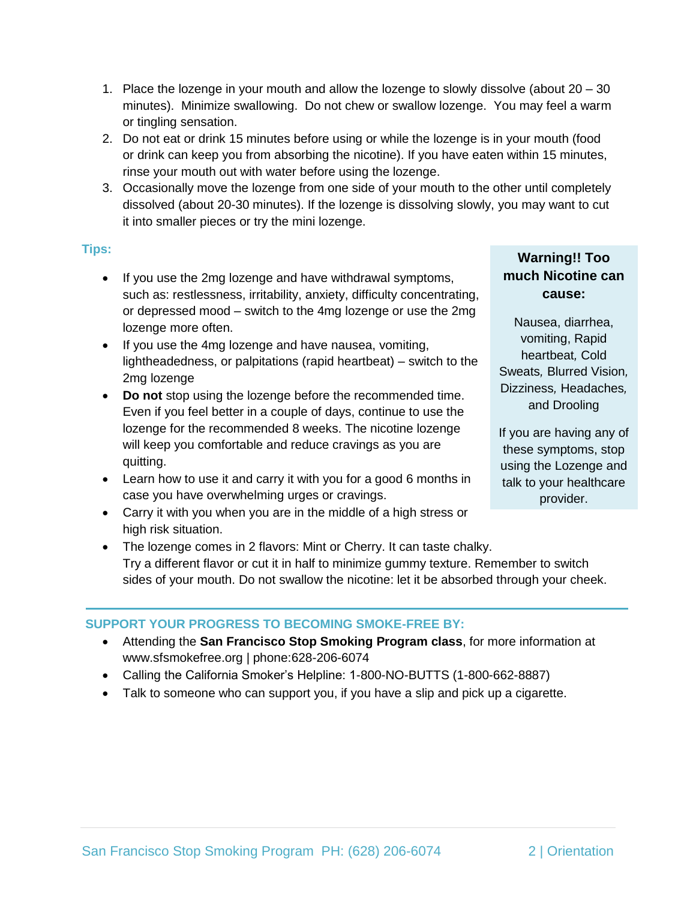1. Place the lozenge in your mouth and allow the lozenge to slowly dissolve (about 20 – 30 minutes). Minimize swallowing. Do not chew or swallow lozenge. You may feel a warm or tingling sensation.
2. Do not eat or drink 15 minutes before using or while the lozenge is in your mouth (food or drink can keep you from absorbing the nicotine). If you have eaten within 15 minutes, rinse your mouth out with water before using the lozenge.
3. Occasionally move the lozenge from one side of your mouth to the other until completely dissolved (about 20-30 minutes). If the lozenge is dissolving slowly, you may want to cut it into smaller pieces or try the mini lozenge.

### Tips:

- If you use the 2mg lozenge and have withdrawal symptoms, such as: restlessness, irritability, anxiety, difficulty concentrating, or depressed mood – switch to the 4mg lozenge or use the 2mg lozenge more often.
- If you use the 4mg lozenge and have nausea, vomiting, lightheadedness, or palpitations (rapid heartbeat) – switch to the 2mg lozenge
- **Do not** stop using the lozenge before the recommended time. Even if you feel better in a couple of days, continue to use the lozenge for the recommended 8 weeks. The nicotine lozenge will keep you comfortable and reduce cravings as you are quitting.
- Learn how to use it and carry it with you for a good 6 months in case you have overwhelming urges or cravings.
- Carry it with you when you are in the middle of a high stress or high risk situation.
- The lozenge comes in 2 flavors: Mint or Cherry. It can taste chalky. Try a different flavor or cut it in half to minimize gummy texture. Remember to switch sides of your mouth. Do not swallow the nicotine: let it be absorbed through your cheek.

**Warning!! Too much Nicotine can cause:**

Nausea, diarrhea, vomiting, Rapid heartbeat, Cold Sweats, Blurred Vision, Dizziness, Headaches, and Drooling

If you are having any of these symptoms, stop using the Lozenge and talk to your healthcare provider.

---

### SUPPORT YOUR PROGRESS TO BECOMING SMOKE-FREE BY:

- Attending the **San Francisco Stop Smoking Program class**, for more information at www.sfsmokefree.org | phone:628-206-6074
- Calling the California Smoker's Helpline: 1-800-NO-BUTTS (1-800-662-8887)
- Talk to someone who can support you, if you have a slip and pick up a cigarette.